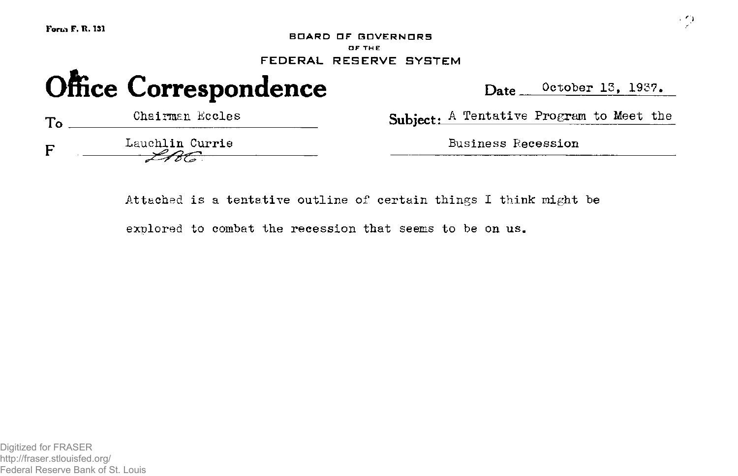Form F. R. 131

BOARD OF GOVERNORS
OF THE
FEDERAL RESERVE SYSTEM

# Office Correspondence

Date: October 13, 1937.

To: Chairman Eccles

From: Lauchlin Currie
LBC

Subject: A Tentative Program to Meet the Business Recession

Attached is a tentative outline of certain things I think might be explored to combat the recession that seems to be on us.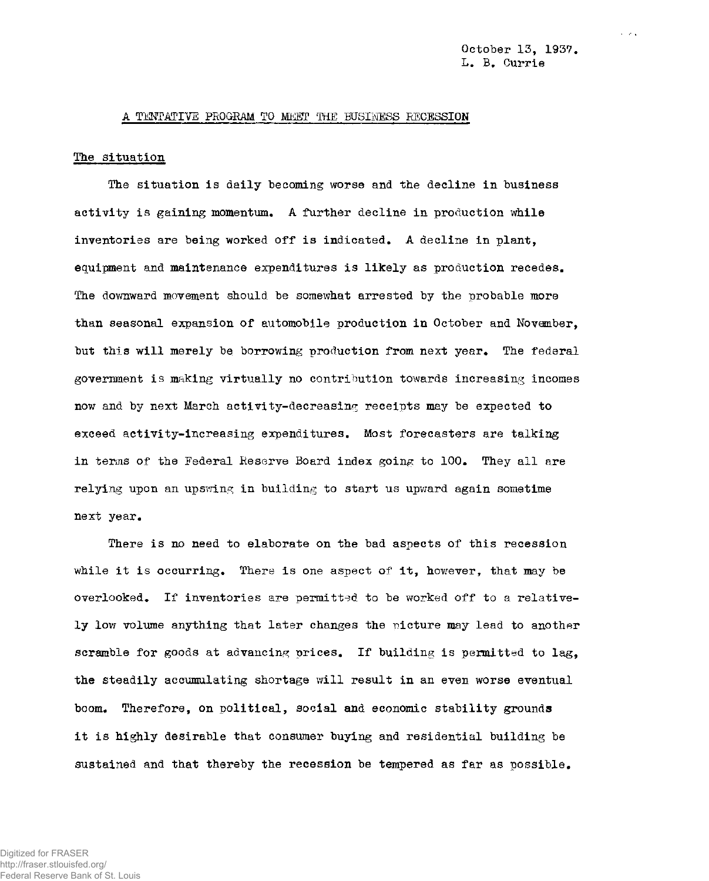October 13, 1937.
L. B. Currie

## A TENTATIVE PROGRAM TO MEET THE BUSINESS RECESSION

### The situation

The situation is daily becoming worse and the decline in business activity is gaining momentum. A further decline in production while inventories are being worked off is indicated. A decline in plant, equipment and maintenance expenditures is likely as production recedes. The downward movement should be somewhat arrested by the probable more than seasonal expansion of automobile production in October and November, but this will merely be borrowing production from next year. The federal government is making virtually no contribution towards increasing incomes now and by next March activity-decreasing receipts may be expected to exceed activity-increasing expenditures. Most forecasters are talking in terms of the Federal Reserve Board index going to 100. They all are relying upon an upswing in building to start us upward again sometime next year.

There is no need to elaborate on the bad aspects of this recession while it is occurring. There is one aspect of it, however, that may be overlooked. If inventories are permitted to be worked off to a relatively low volume anything that later changes the picture may lead to another scramble for goods at advancing prices. If building is permitted to lag, the steadily accumulating shortage will result in an even worse eventual boom. Therefore, on political, social and economic stability grounds it is highly desirable that consumer buying and residential building be sustained and that thereby the recession be tempered as far as possible.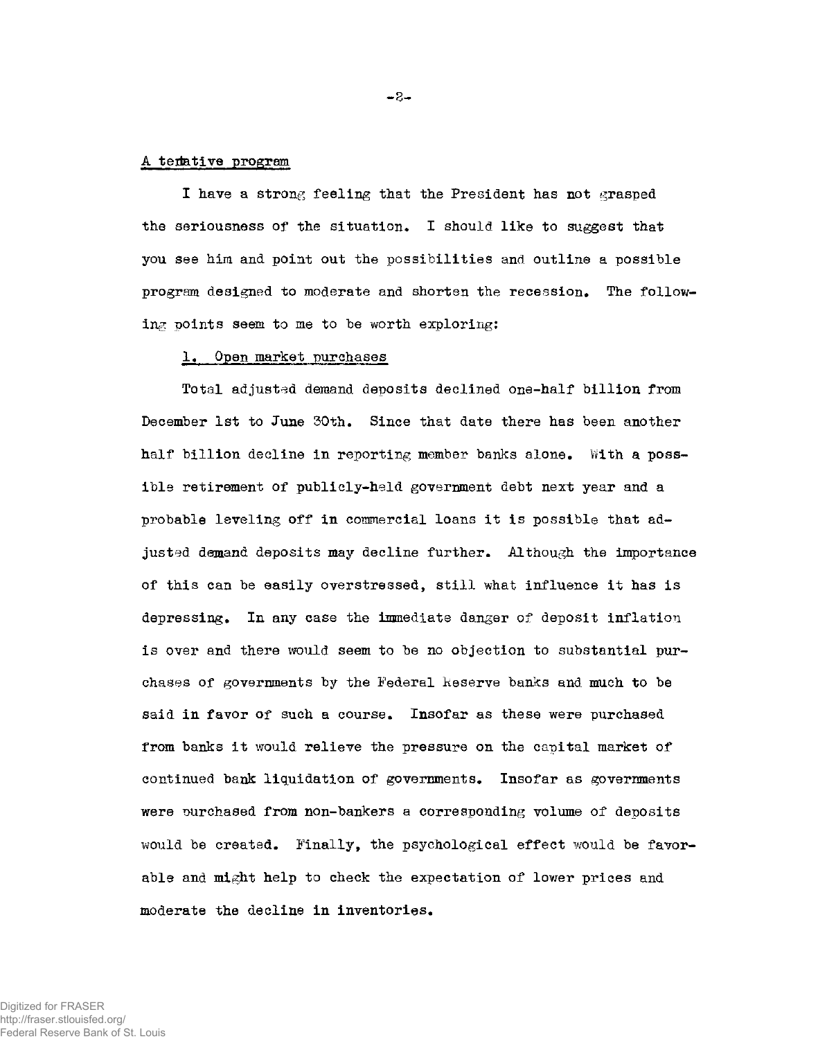A tentative program

I have a strong feeling that the President has not grasped the seriousness of the situation. I should like to suggest that you see him and point out the possibilities and outline a possible program designed to moderate and shorten the recession. The following points seem to me to be worth exploring:

1. Open market purchases

Total adjusted demand deposits declined one-half billion from December 1st to June 30th. Since that date there has been another half billion decline in reporting member banks alone. With a possible retirement of publicly-held government debt next year and a probable leveling off in commercial loans it is possible that adjusted demand deposits may decline further. Although the importance of this can be easily overstressed, still what influence it has is depressing. In any case the immediate danger of deposit inflation is over and there would seem to be no objection to substantial purchases of governments by the Federal Reserve banks and much to be said in favor of such a course. Insofar as these were purchased from banks it would relieve the pressure on the capital market of continued bank liquidation of governments. Insofar as governments were purchased from non-bankers a corresponding volume of deposits would be created. Finally, the psychological effect would be favorable and might help to check the expectation of lower prices and moderate the decline in inventories.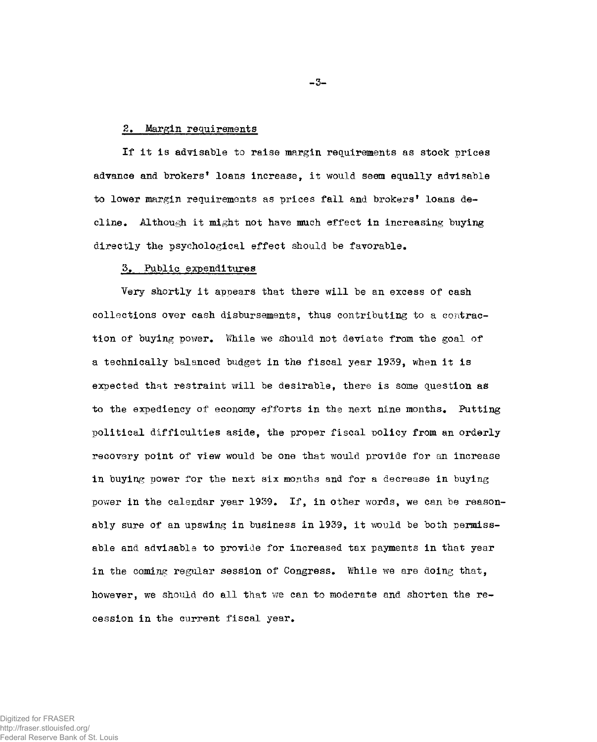## 2. Margin requirements

If it is advisable to raise margin requirements as stock prices advance and brokers' loans increase, it would seem equally advisable to lower margin requirements as prices fall and brokers' loans decline. Although it might not have much effect in increasing buying directly the psychological effect should be favorable.

## 3. Public expenditures

Very shortly it appears that there will be an excess of cash collections over cash disbursements, thus contributing to a contraction of buying power. While we should not deviate from the goal of a technically balanced budget in the fiscal year 1939, when it is expected that restraint will be desirable, there is some question as to the expediency of economy efforts in the next nine months. Putting political difficulties aside, the proper fiscal policy from an orderly recovery point of view would be one that would provide for an increase in buying power for the next six months and for a decrease in buying power in the calendar year 1939. If, in other words, we can be reasonably sure of an upswing in business in 1939, it would be both permissable and advisable to provide for increased tax payments in that year in the coming regular session of Congress. While we are doing that, however, we should do all that we can to moderate and shorten the recession in the current fiscal year.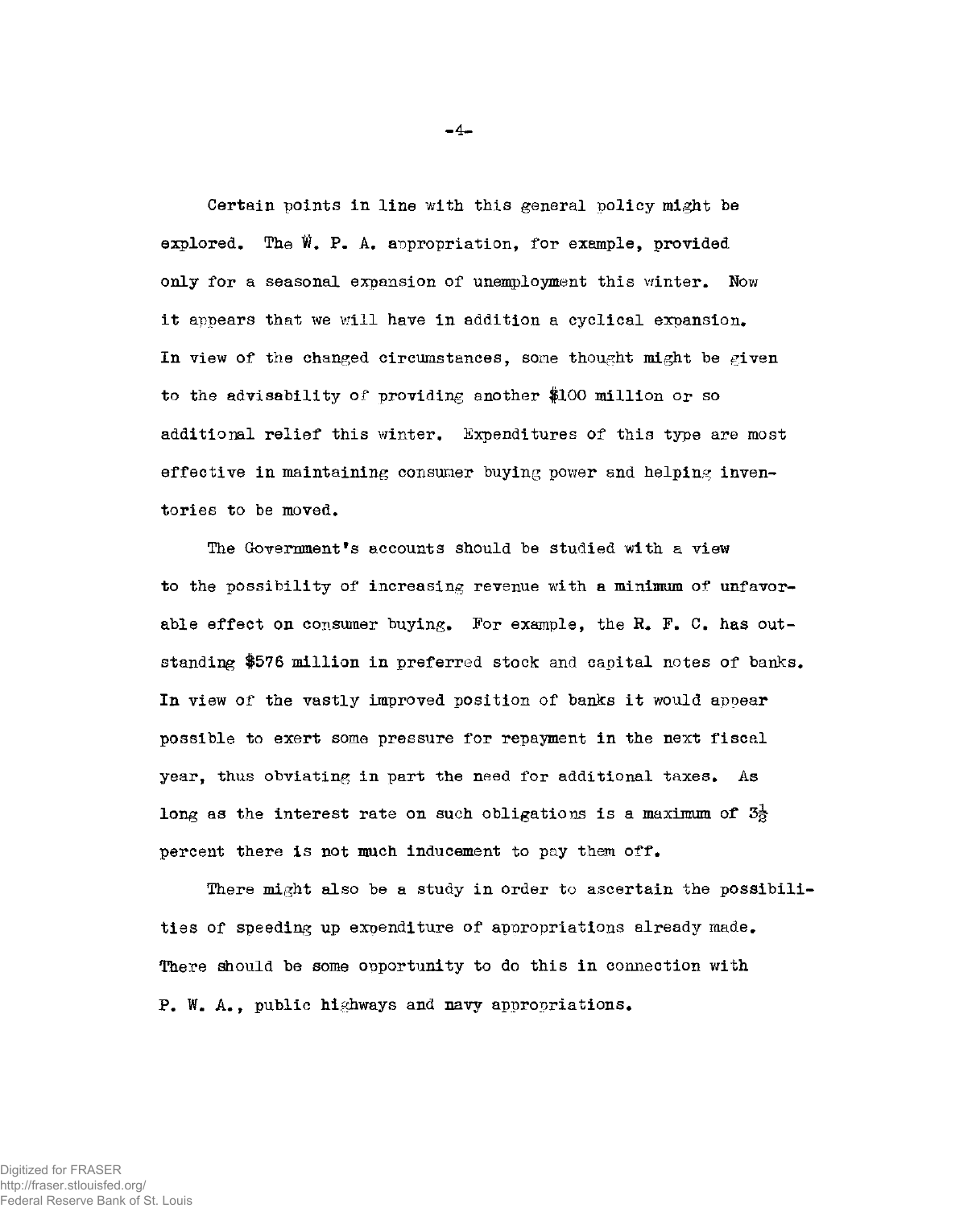Certain points in line with this general policy might be explored. The W. P. A. appropriation, for example, provided only for a seasonal expansion of unemployment this winter. Now it appears that we will have in addition a cyclical expansion. In view of the changed circumstances, some thought might be given to the advisability of providing another $100 million or so additional relief this winter. Expenditures of this type are most effective in maintaining consumer buying power and helping inventories to be moved.

The Government's accounts should be studied with a view to the possibility of increasing revenue with a minimum of unfavorable effect on consumer buying. For example, the R. F. C. has outstanding $576 million in preferred stock and capital notes of banks. In view of the vastly improved position of banks it would appear possible to exert some pressure for repayment in the next fiscal year, thus obviating in part the need for additional taxes. As long as the interest rate on such obligations is a maximum of $3\frac{1}{2}$ percent there is not much inducement to pay them off.

There might also be a study in order to ascertain the possibilities of speeding up expenditure of appropriations already made. There should be some opportunity to do this in connection with P. W. A., public highways and navy appropriations.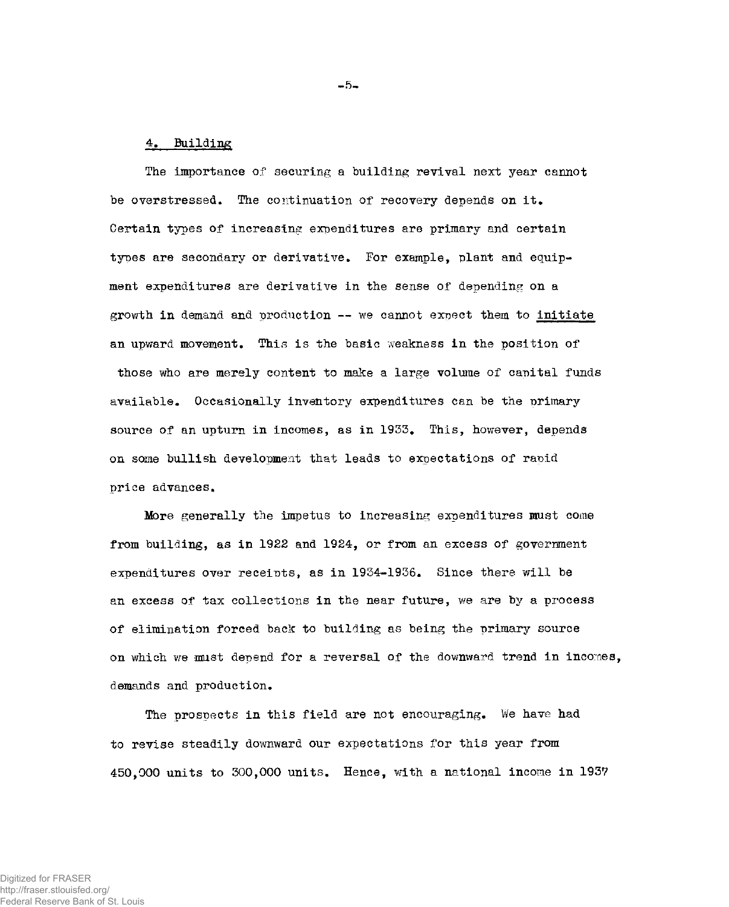## 4. Building

The importance of securing a building revival next year cannot be overstressed. The continuation of recovery depends on it. Certain types of increasing expenditures are primary and certain types are secondary or derivative. For example, plant and equipment expenditures are derivative in the sense of depending on a growth in demand and production -- we cannot expect them to initiate an upward movement. This is the basic weakness in the position of those who are merely content to make a large volume of capital funds available. Occasionally inventory expenditures can be the primary source of an upturn in incomes, as in 1933. This, however, depends on some bullish development that leads to expectations of rapid price advances.

More generally the impetus to increasing expenditures must come from building, as in 1922 and 1924, or from an excess of government expenditures over receipts, as in 1934-1936. Since there will be an excess of tax collections in the near future, we are by a process of elimination forced back to building as being the primary source on which we must depend for a reversal of the downward trend in incomes, demands and production.

The prospects in this field are not encouraging. We have had to revise steadily downward our expectations for this year from 450,000 units to 300,000 units. Hence, with a national income in 1937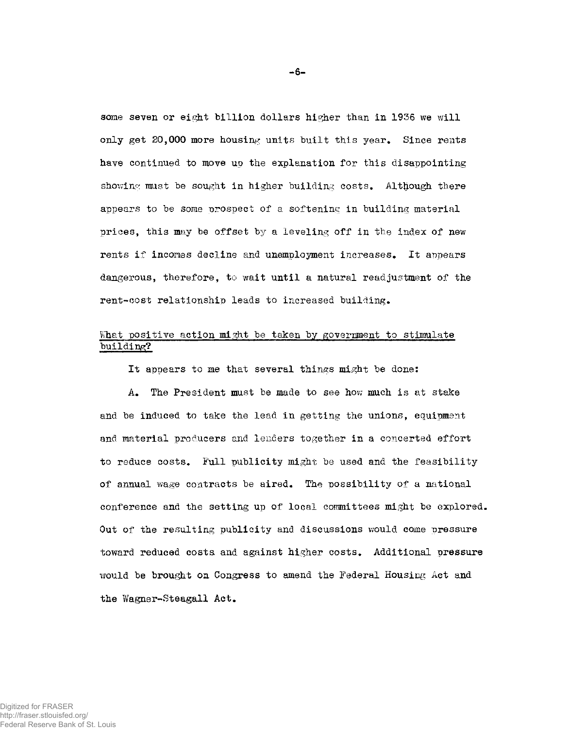some seven or eight billion dollars higher than in 1936 we will only get 20,000 more housing units built this year. Since rents have continued to move up the explanation for this disappointing showing must be sought in higher building costs. Although there appears to be some prospect of a softening in building material prices, this may be offset by a leveling off in the index of new rents if incomes decline and unemployment increases. It appears dangerous, therefore, to wait until a natural readjustment of the rent-cost relationship leads to increased building.

<u>What positive action might be taken by government to stimulate building?</u>

It appears to me that several things might be done:

A. The President must be made to see how much is at stake and be induced to take the lead in getting the unions, equipment and material producers and lenders together in a concerted effort to reduce costs. Full publicity might be used and the feasibility of annual wage contracts be aired. The possibility of a national conference and the setting up of local committees might be explored. Out of the resulting publicity and discussions would come pressure toward reduced costs and against higher costs. Additional pressure would be brought on Congress to amend the Federal Housing Act and the Wagner-Steagall Act.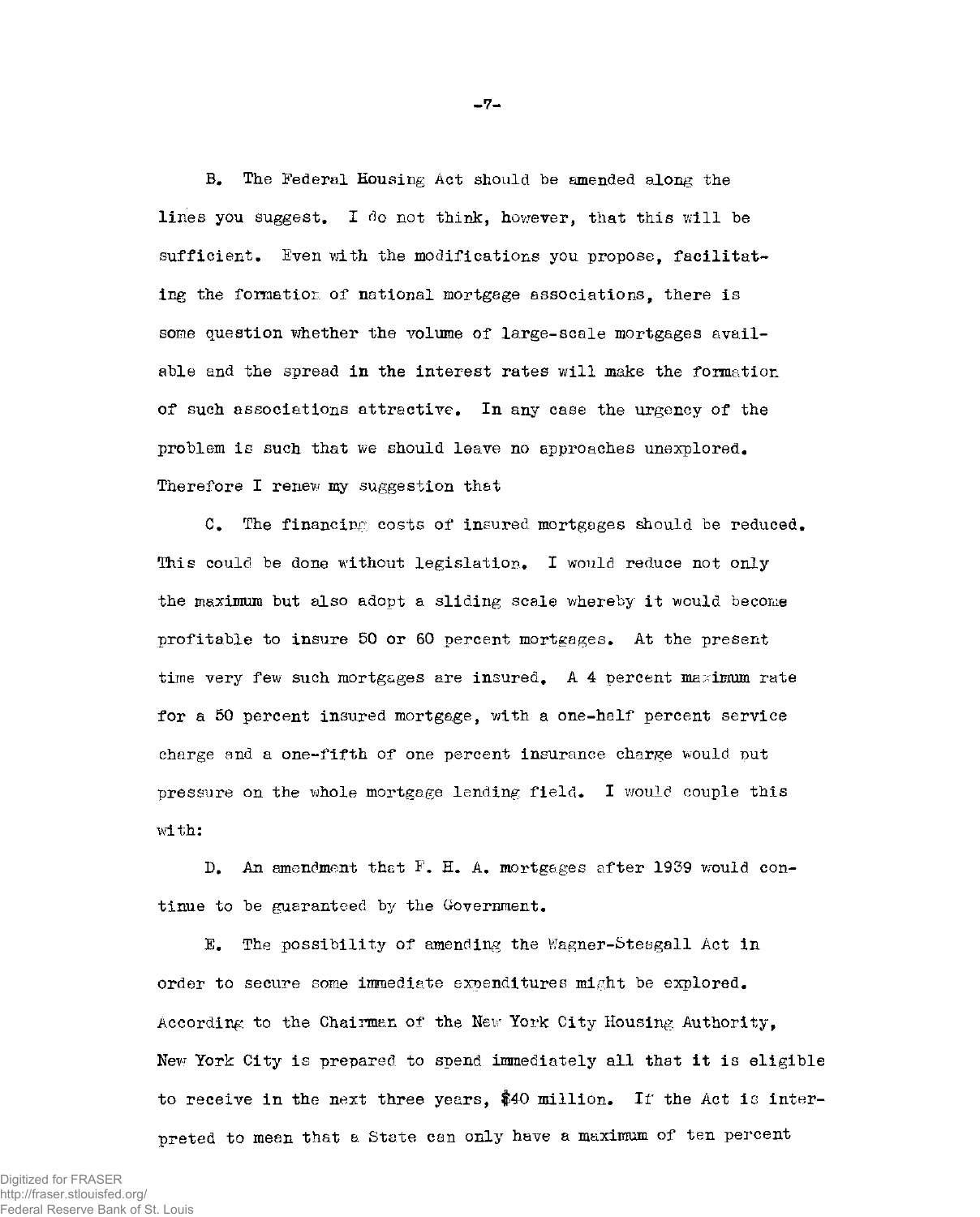B. The Federal Housing Act should be amended along the lines you suggest. I do not think, however, that this will be sufficient. Even with the modifications you propose, facilitating the formation of national mortgage associations, there is some question whether the volume of large-scale mortgages available and the spread in the interest rates will make the formation of such associations attractive. In any case the urgency of the problem is such that we should leave no approaches unexplored. Therefore I renew my suggestion that

C. The financing costs of insured mortgages should be reduced. This could be done without legislation. I would reduce not only the maximum but also adopt a sliding scale whereby it would become profitable to insure 50 or 60 percent mortgages. At the present time very few such mortgages are insured. A 4 percent maximum rate for a 50 percent insured mortgage, with a one-half percent service charge and a one-fifth of one percent insurance charge would put pressure on the whole mortgage lending field. I would couple this with:

D. An amendment that F. H. A. mortgages after 1939 would continue to be guaranteed by the Government.

E. The possibility of amending the Wagner-Steagall Act in order to secure some immediate expenditures might be explored. According to the Chairman of the New York City Housing Authority, New York City is prepared to spend immediately all that it is eligible to receive in the next three years, $40 million. If the Act is interpreted to mean that a State can only have a maximum of ten percent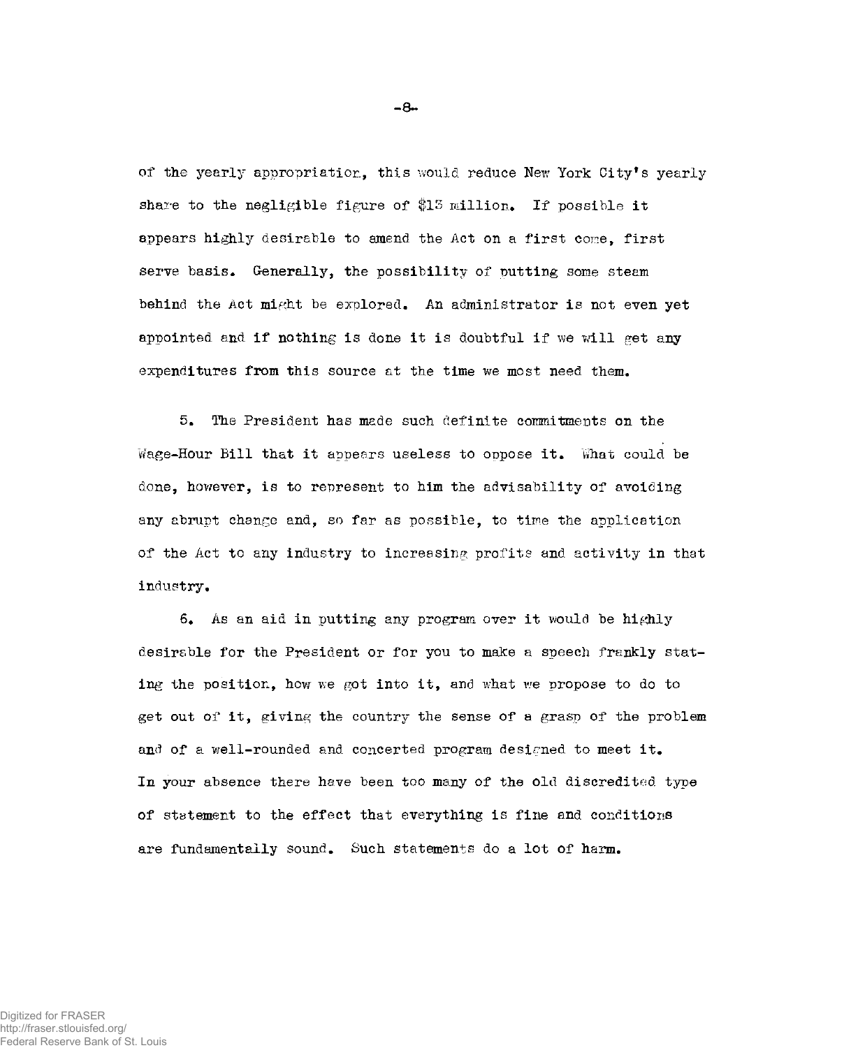of the yearly appropriation, this would reduce New York City's yearly share to the negligible figure of $13 million. If possible it appears highly desirable to amend the Act on a first come, first serve basis. Generally, the possibility of putting some steam behind the Act might be explored. An administrator is not even yet appointed and if nothing is done it is doubtful if we will get any expenditures from this source at the time we most need them.

5. The President has made such definite commitments on the Wage-Hour Bill that it appears useless to oppose it. What could be done, however, is to represent to him the advisability of avoiding any abrupt change and, so far as possible, to time the application of the Act to any industry to increasing profits and activity in that industry.

6. As an aid in putting any program over it would be highly desirable for the President or for you to make a speech frankly stating the position, how we got into it, and what we propose to do to get out of it, giving the country the sense of a grasp of the problem and of a well-rounded and concerted program designed to meet it. In your absence there have been too many of the old discredited type of statement to the effect that everything is fine and conditions are fundamentally sound. Such statements do a lot of harm.